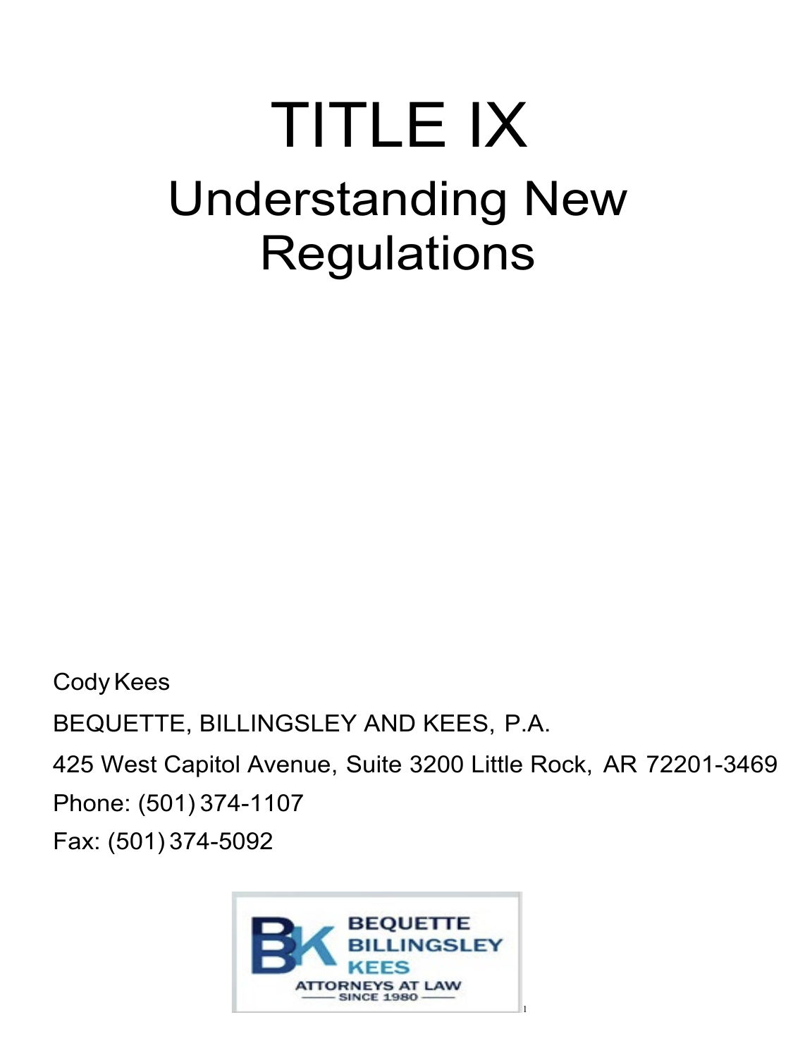# TITLE IX

## Understanding New Regulations

Cody Kees

BEQUETTE, BILLINGSLEY AND KEES, P.A.

425 West Capitol Avenue, Suite 3200 Little Rock, AR 72201-3469

Phone: (501) 374-1107

Fax: (501) 374-5092

BEQUETTE BILLINGSLEY KEES ATTORNEYS AT LAW SINCE 1980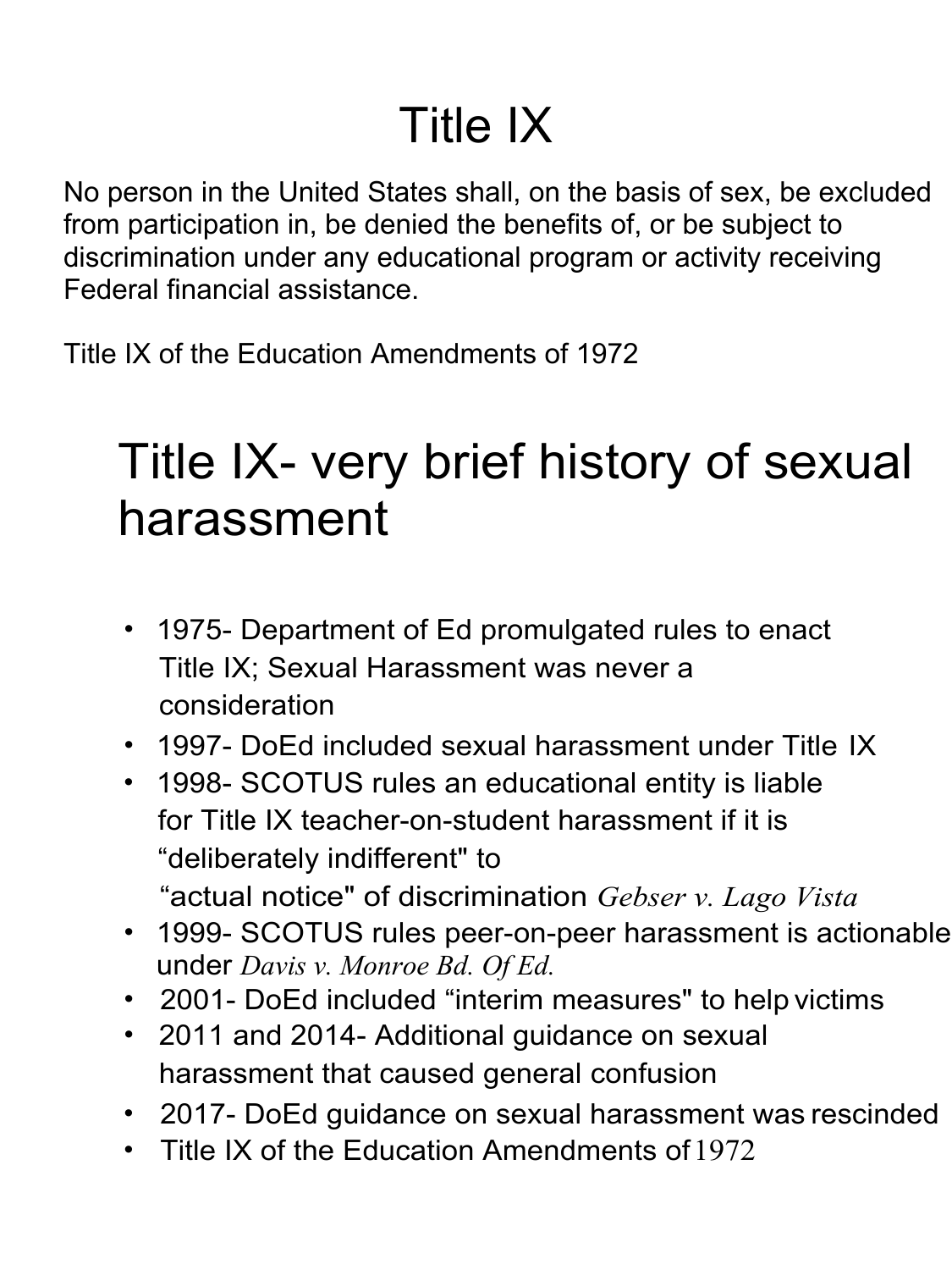# Title IX

No person in the United States shall, on the basis of sex, be excluded from participation in, be denied the benefits of, or be subject to discrimination under any educational program or activity receiving Federal financial assistance.

Title IX of the Education Amendments of 1972

# Title IX- very brief history of sexual harassment

- 1975- Department of Ed promulgated rules to enact Title IX; Sexual Harassment was never a consideration
- 1997- DoEd included sexual harassment under Title IX
- 1998- SCOTUS rules an educational entity is liable for Title IX teacher-on-student harassment if it is "deliberately indifferent" to "actual notice" of discrimination *Gebser v. Lago Vista*
- 1999- SCOTUS rules peer-on-peer harassment is actionable under *Davis v. Monroe Bd. Of Ed.*
- 2001- DoEd included "interim measures" to help victims
- 2011 and 2014- Additional guidance on sexual harassment that caused general confusion
- 2017- DoEd guidance on sexual harassment was rescinded
- Title IX of the Education Amendments of 1972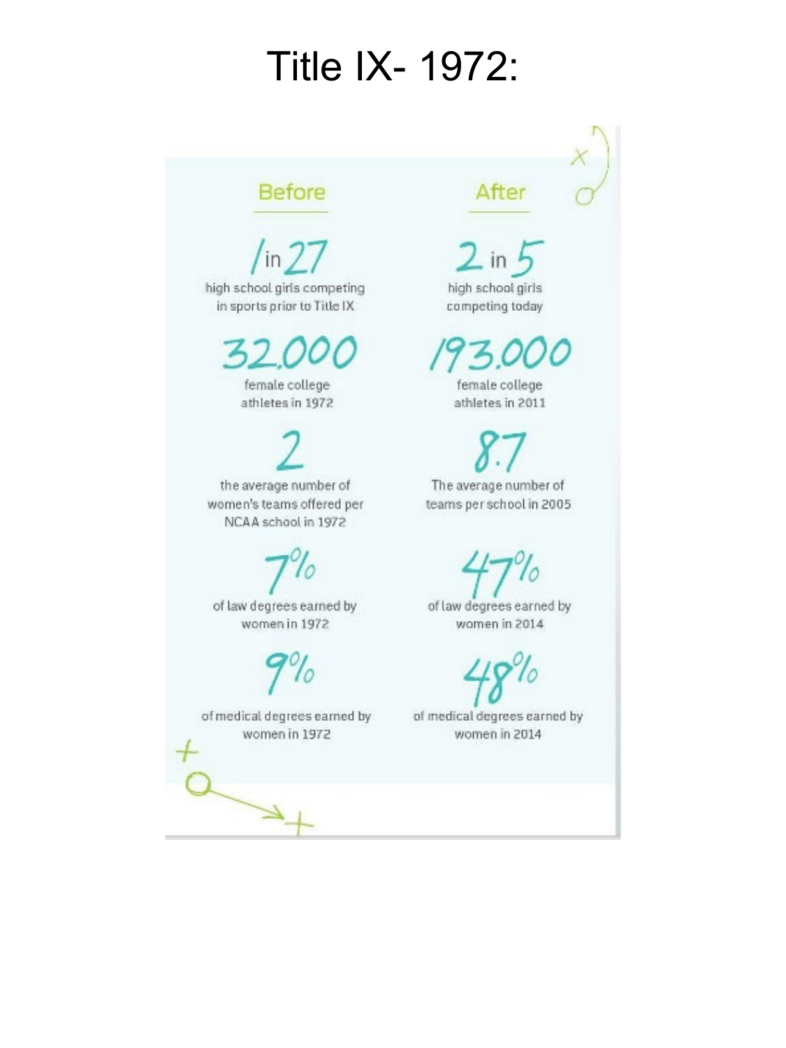# Title IX- 1972:

| Before | After |
| --- | --- |
| **1 in 27** high school girls competing in sports prior to Title IX | **2 in 5** high school girls competing today |
| **32,000** female college athletes in 1972 | **193,000** female college athletes in 2011 |
| **2** the average number of women's teams offered per NCAA school in 1972 | **8.7** The average number of teams per school in 2005 |
| **7%** of law degrees earned by women in 1972 | **47%** of law degrees earned by women in 2014 |
| **9%** of medical degrees earned by women in 1972 | **48%** of medical degrees earned by women in 2014 |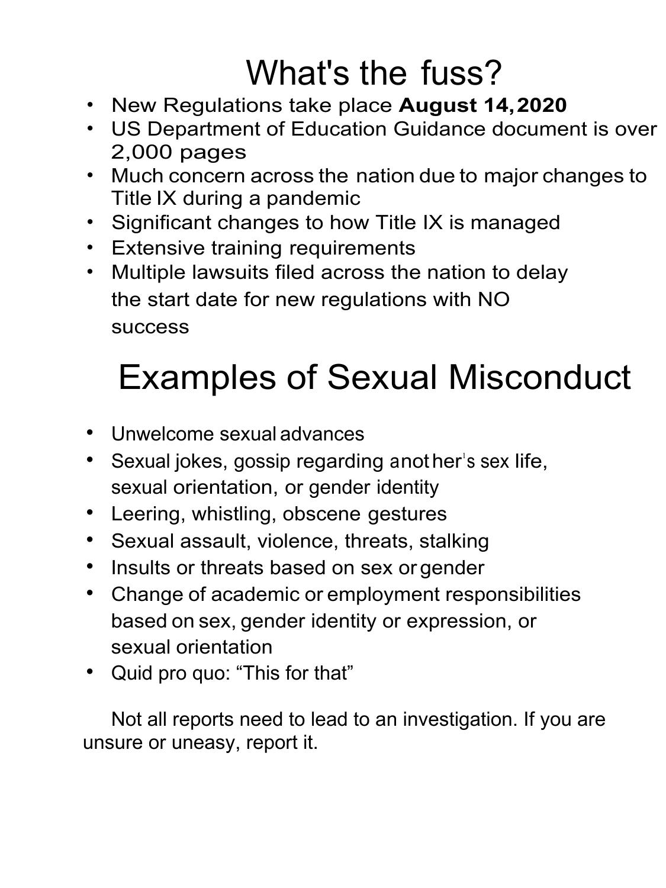# What's the fuss?

- New Regulations take place **August 14, 2020**
- US Department of Education Guidance document is over 2,000 pages
- Much concern across the nation due to major changes to Title IX during a pandemic
- Significant changes to how Title IX is managed
- Extensive training requirements
- Multiple lawsuits filed across the nation to delay the start date for new regulations with NO success

# Examples of Sexual Misconduct

- Unwelcome sexual advances
- Sexual jokes, gossip regarding another's sex life, sexual orientation, or gender identity
- Leering, whistling, obscene gestures
- Sexual assault, violence, threats, stalking
- Insults or threats based on sex or gender
- Change of academic or employment responsibilities based on sex, gender identity or expression, or sexual orientation
- Quid pro quo: "This for that"

Not all reports need to lead to an investigation. If you are unsure or uneasy, report it.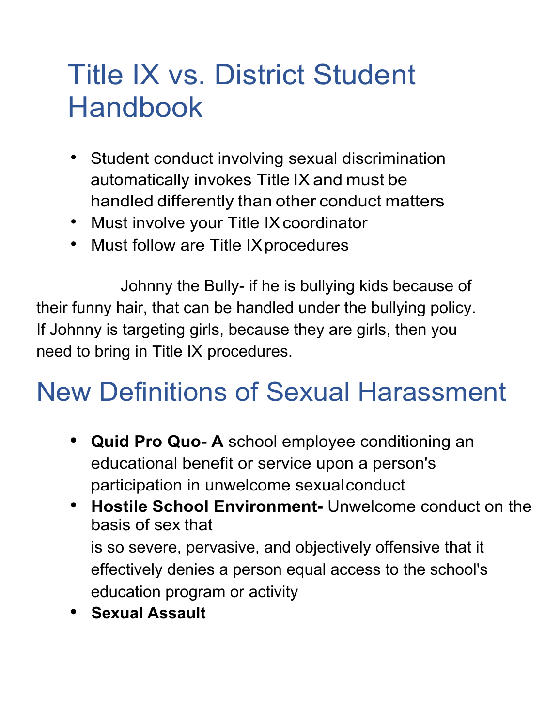# Title IX vs. District Student Handbook

- Student conduct involving sexual discrimination automatically invokes Title IX and must be handled differently than other conduct matters
- Must involve your Title IX coordinator
- Must follow are Title IX procedures

Johnny the Bully- if he is bullying kids because of their funny hair, that can be handled under the bullying policy. If Johnny is targeting girls, because they are girls, then you need to bring in Title IX procedures.

# New Definitions of Sexual Harassment

- **Quid Pro Quo- A** school employee conditioning an educational benefit or service upon a person's participation in unwelcome sexual conduct
- **Hostile School Environment-** Unwelcome conduct on the basis of sex that is so severe, pervasive, and objectively offensive that it effectively denies a person equal access to the school's education program or activity
- **Sexual Assault**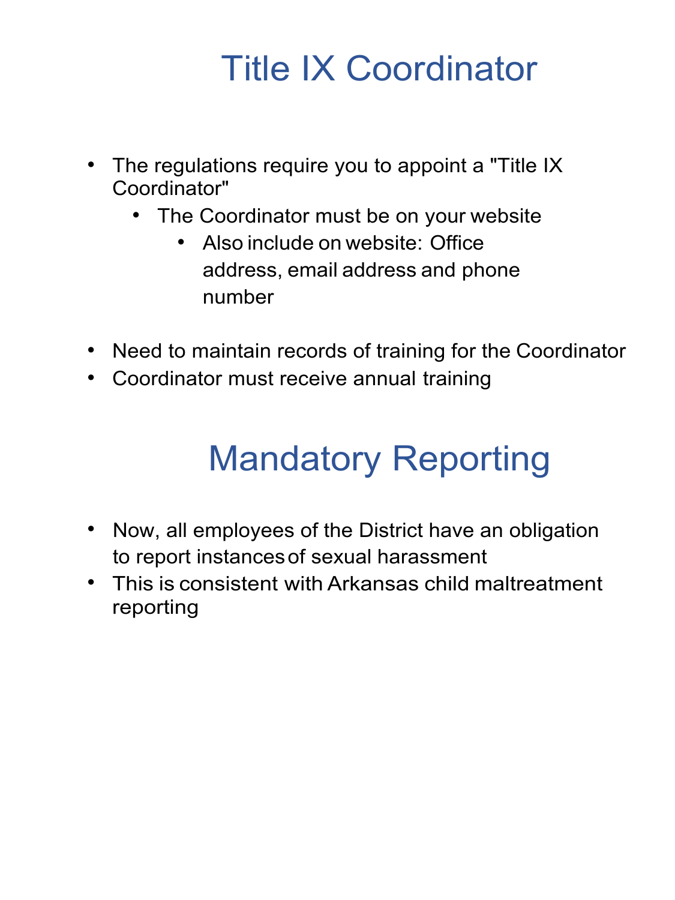# Title IX Coordinator

- The regulations require you to appoint a "Title IX Coordinator"
  - The Coordinator must be on your website
    - Also include on website: Office address, email address and phone number
- Need to maintain records of training for the Coordinator
- Coordinator must receive annual training

# Mandatory Reporting

- Now, all employees of the District have an obligation to report instances of sexual harassment
- This is consistent with Arkansas child maltreatment reporting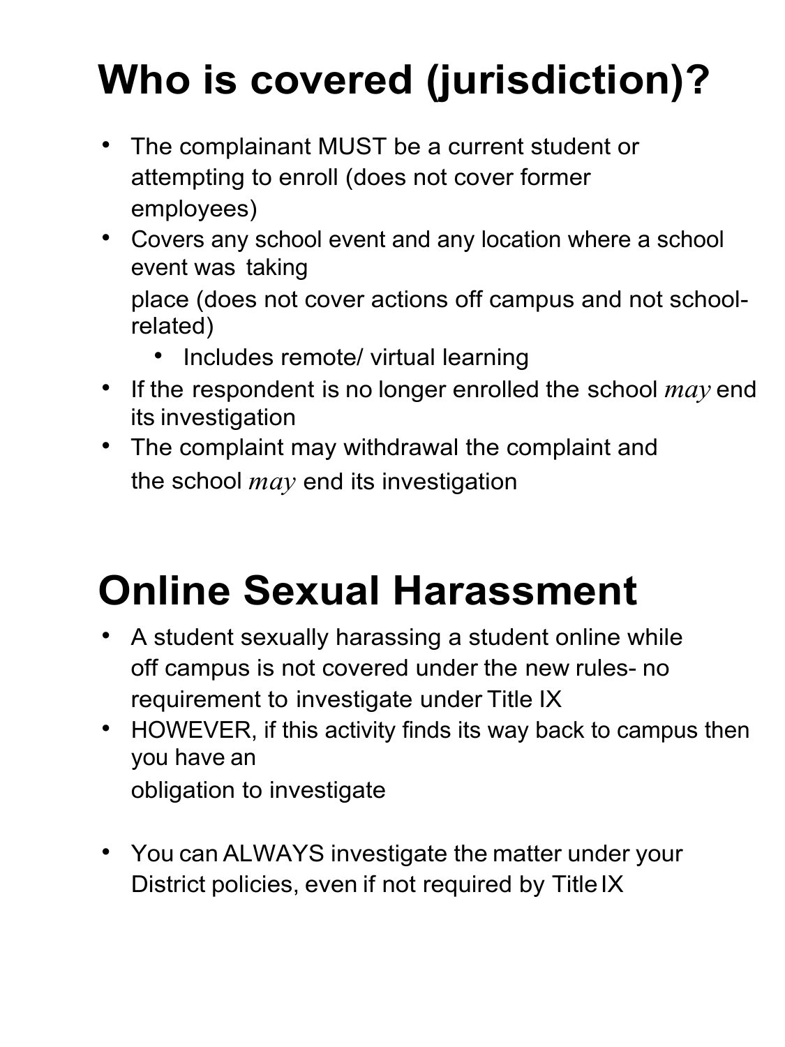# Who is covered (jurisdiction)?

- The complainant MUST be a current student or attempting to enroll (does not cover former employees)
- Covers any school event and any location where a school event was taking place (does not cover actions off campus and not school-related)
  - Includes remote/ virtual learning
- If the respondent is no longer enrolled the school *may* end its investigation
- The complaint may withdrawal the complaint and the school *may* end its investigation

# Online Sexual Harassment

- A student sexually harassing a student online while off campus is not covered under the new rules- no requirement to investigate under Title IX
- HOWEVER, if this activity finds its way back to campus then you have an obligation to investigate

- You can ALWAYS investigate the matter under your District policies, even if not required by Title IX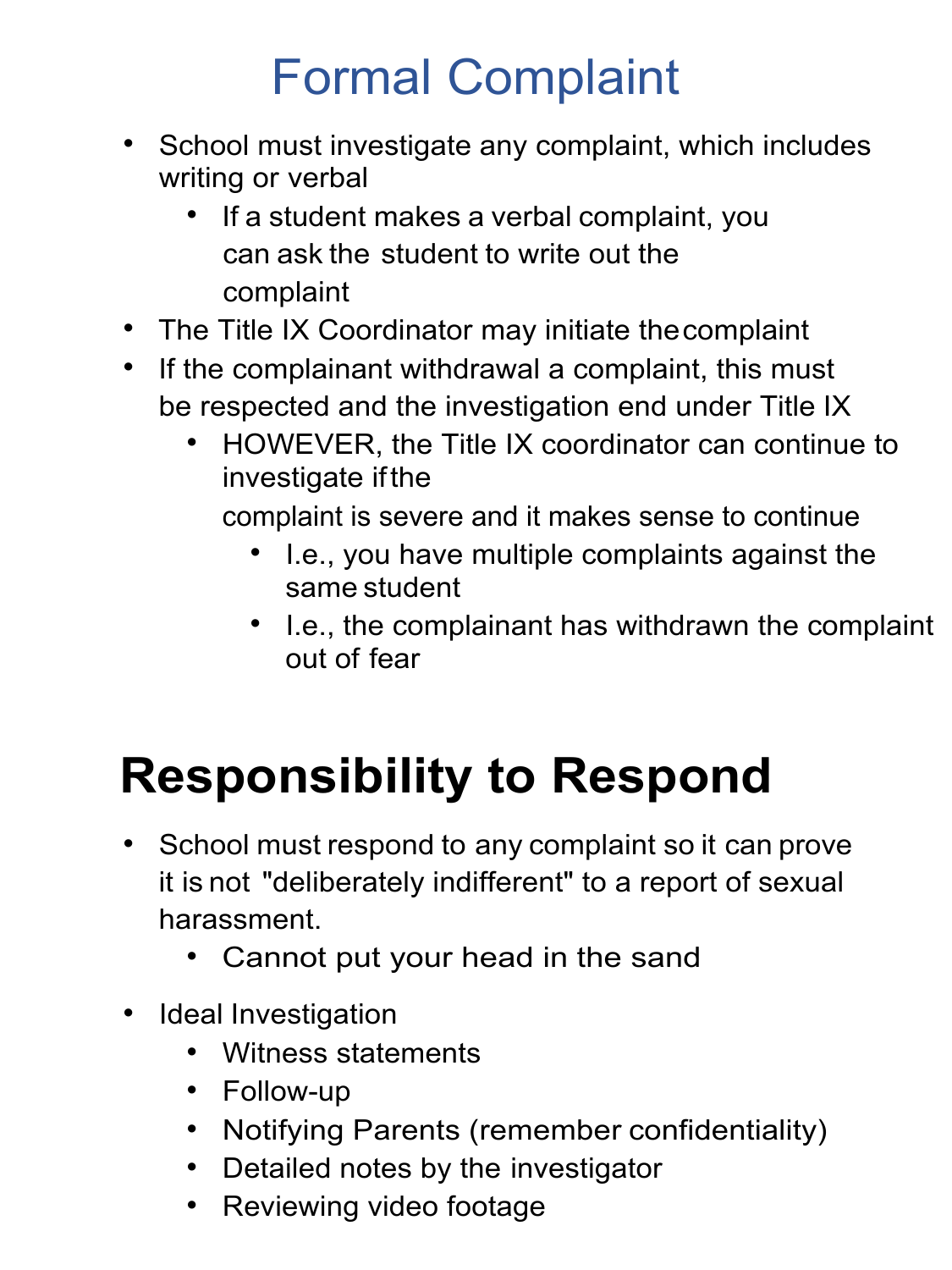# Formal Complaint

- School must investigate any complaint, which includes writing or verbal
  - If a student makes a verbal complaint, you can ask the student to write out the complaint
- The Title IX Coordinator may initiate the complaint
- If the complainant withdrawal a complaint, this must be respected and the investigation end under Title IX
  - HOWEVER, the Title IX coordinator can continue to investigate if the complaint is severe and it makes sense to continue
    - I.e., you have multiple complaints against the same student
    - I.e., the complainant has withdrawn the complaint out of fear

# Responsibility to Respond

- School must respond to any complaint so it can prove it is not "deliberately indifferent" to a report of sexual harassment.
  - Cannot put your head in the sand
- Ideal Investigation
  - Witness statements
  - Follow-up
  - Notifying Parents (remember confidentiality)
  - Detailed notes by the investigator
  - Reviewing video footage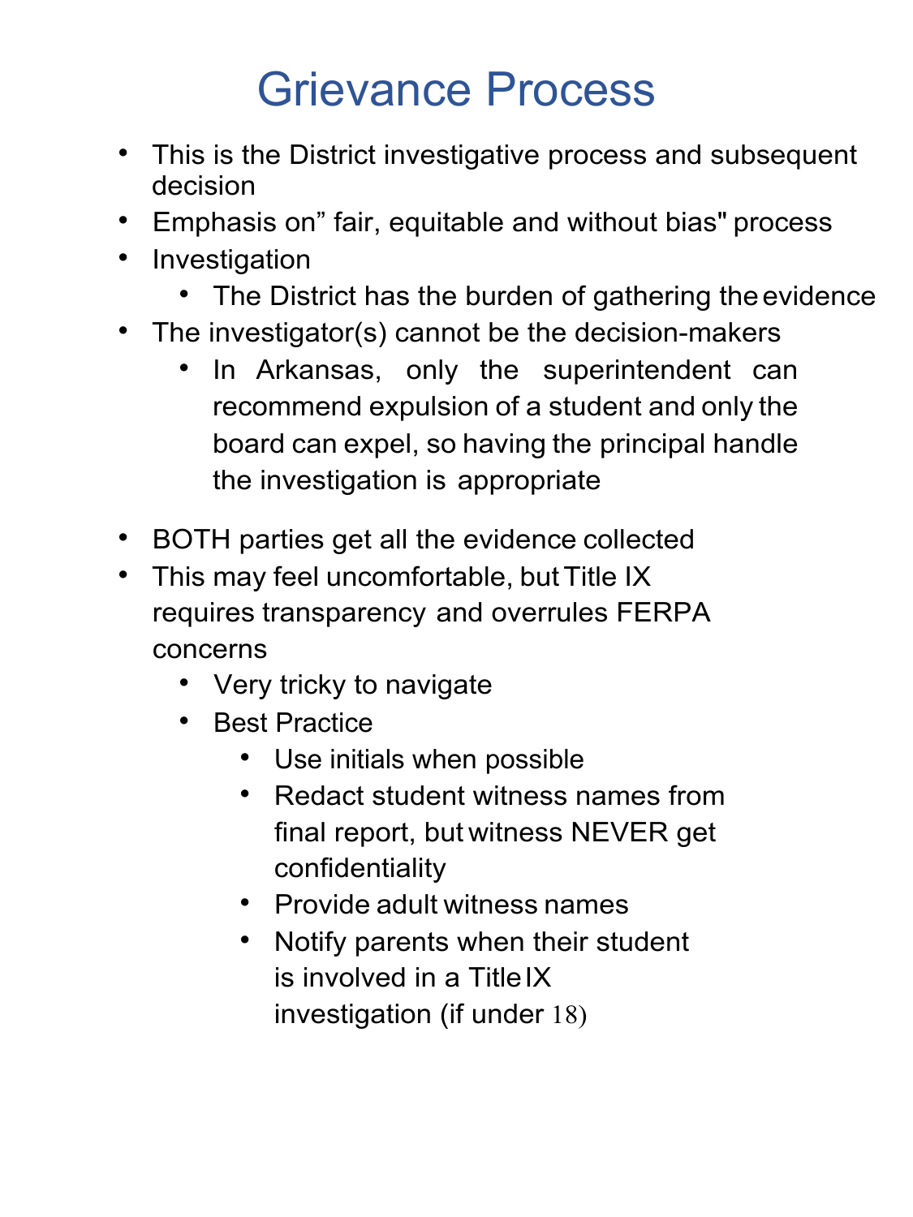# Grievance Process

- This is the District investigative process and subsequent decision
- Emphasis on" fair, equitable and without bias" process
- Investigation
  - The District has the burden of gathering the evidence
- The investigator(s) cannot be the decision-makers
  - In Arkansas, only the superintendent can recommend expulsion of a student and only the board can expel, so having the principal handle the investigation is appropriate
- BOTH parties get all the evidence collected
- This may feel uncomfortable, but Title IX requires transparency and overrules FERPA concerns
  - Very tricky to navigate
  - Best Practice
    - Use initials when possible
    - Redact student witness names from final report, but witness NEVER get confidentiality
    - Provide adult witness names
    - Notify parents when their student is involved in a Title IX investigation (if under 18)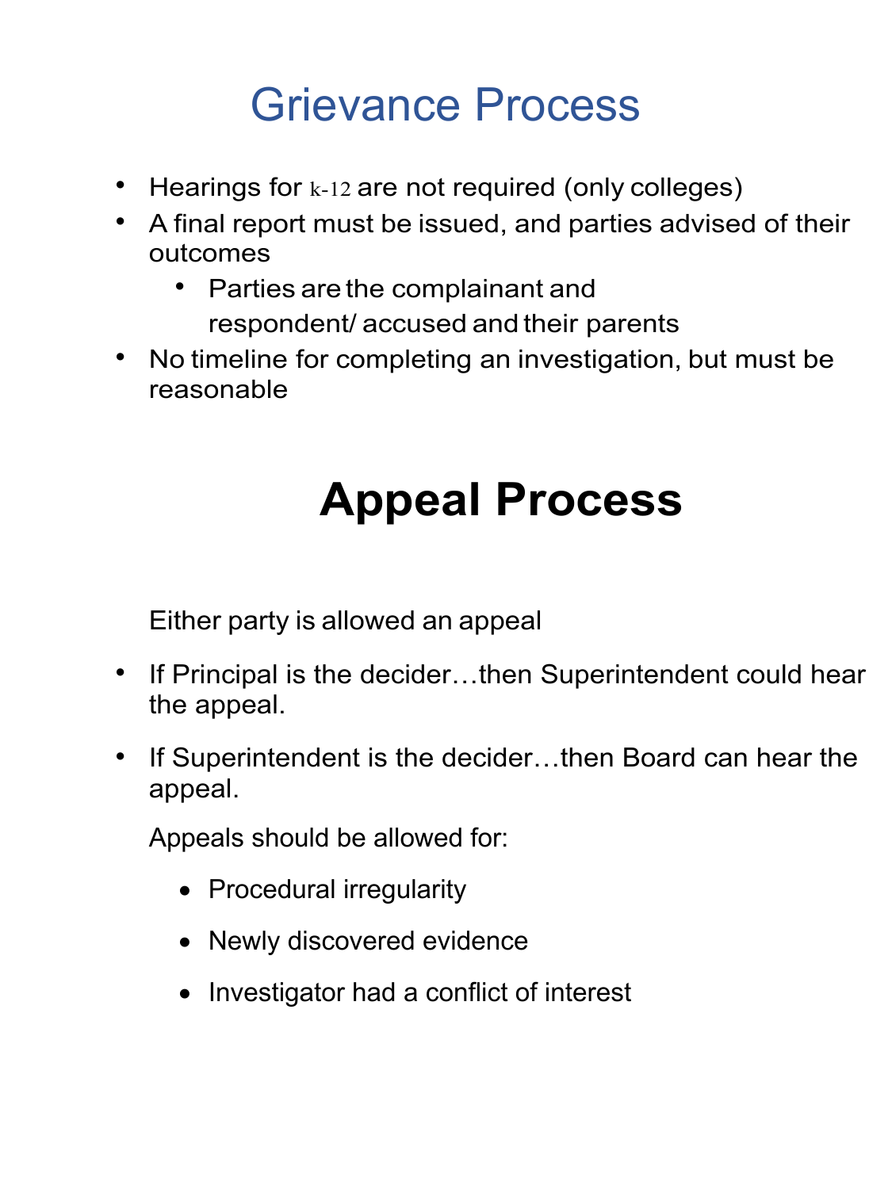# Grievance Process

- Hearings for k-12 are not required (only colleges)
- A final report must be issued, and parties advised of their outcomes
  - Parties are the complainant and respondent/ accused and their parents
- No timeline for completing an investigation, but must be reasonable

# Appeal Process

Either party is allowed an appeal

- If Principal is the decider…then Superintendent could hear the appeal.
- If Superintendent is the decider…then Board can hear the appeal.

Appeals should be allowed for:

- Procedural irregularity
- Newly discovered evidence
- Investigator had a conflict of interest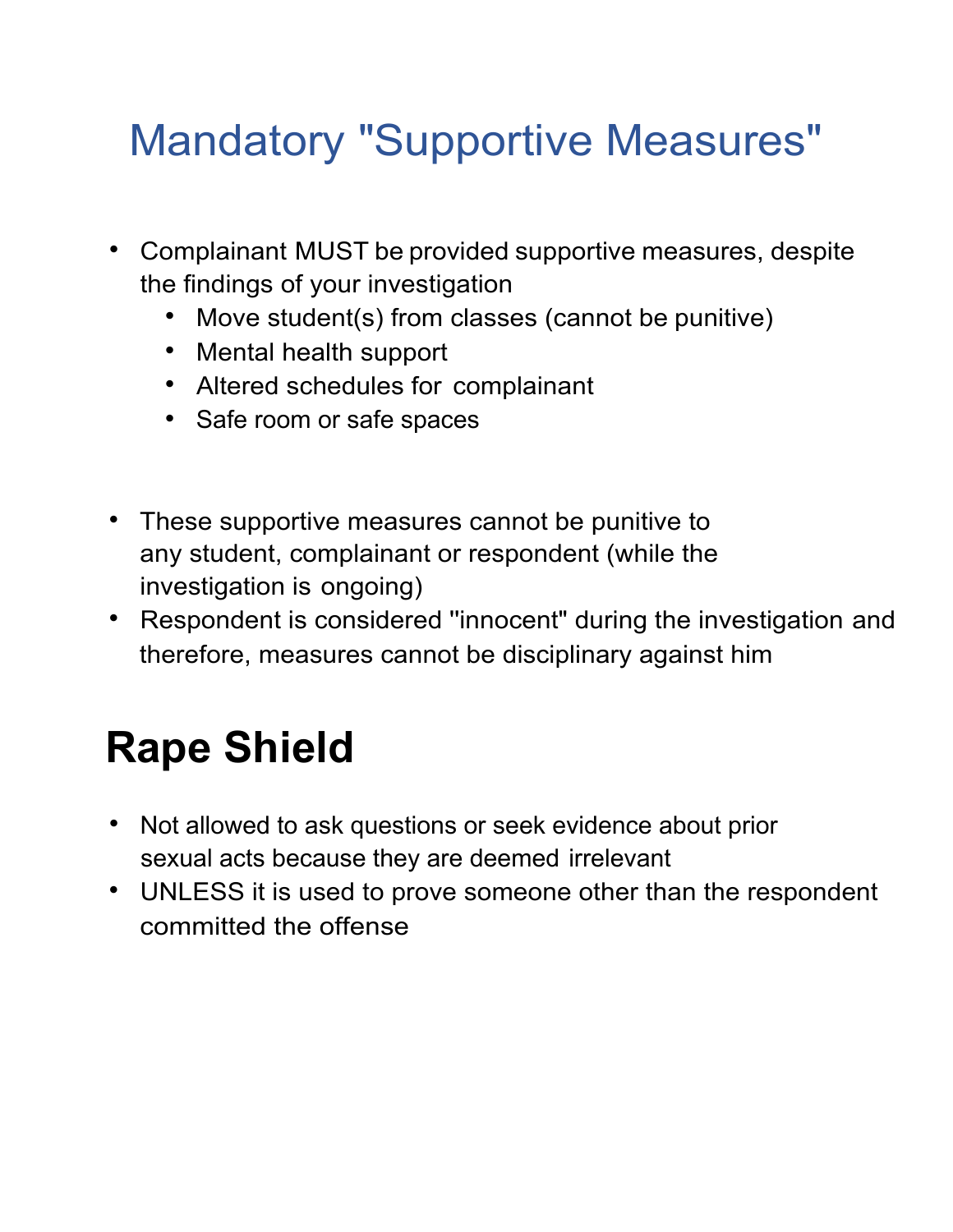# Mandatory "Supportive Measures"

- Complainant MUST be provided supportive measures, despite the findings of your investigation
  - Move student(s) from classes (cannot be punitive)
  - Mental health support
  - Altered schedules for complainant
  - Safe room or safe spaces

- These supportive measures cannot be punitive to any student, complainant or respondent (while the investigation is ongoing)
- Respondent is considered "innocent" during the investigation and therefore, measures cannot be disciplinary against him

# Rape Shield

- Not allowed to ask questions or seek evidence about prior sexual acts because they are deemed irrelevant
- UNLESS it is used to prove someone other than the respondent committed the offense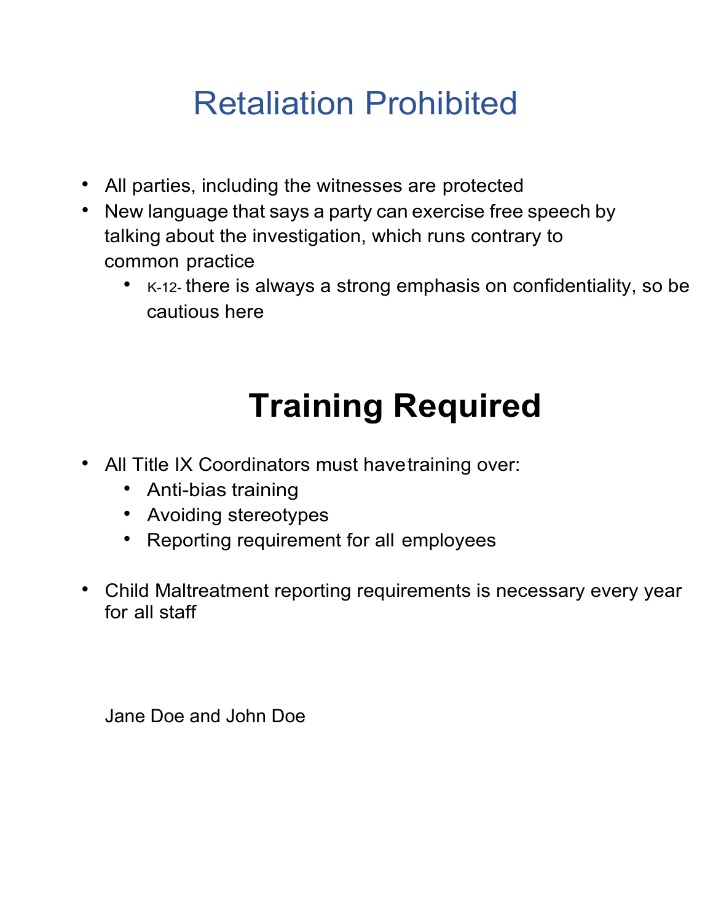# Retaliation Prohibited

- All parties, including the witnesses are protected
- New language that says a party can exercise free speech by talking about the investigation, which runs contrary to common practice
  - K-12- there is always a strong emphasis on confidentiality, so be cautious here

# Training Required

- All Title IX Coordinators must have training over:
  - Anti-bias training
  - Avoiding stereotypes
  - Reporting requirement for all employees

- Child Maltreatment reporting requirements is necessary every year for all staff

Jane Doe and John Doe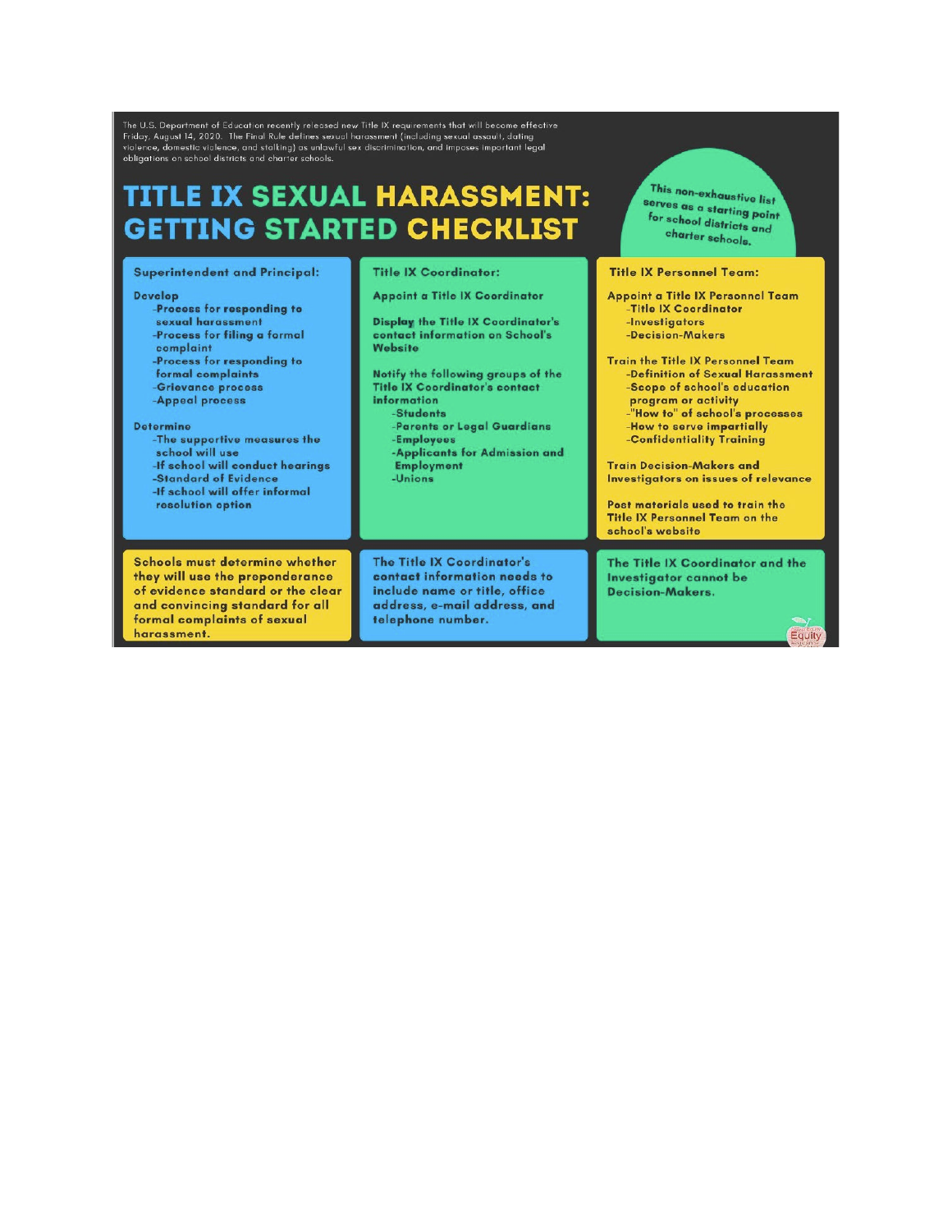The U.S. Department of Education recently released new Title IX requirements that will become effective Friday, August 14, 2020. The Final Rule defines sexual harassment (including sexual assault, dating violence, domestic violence, and stalking) as unlawful sex discrimination, and imposes important legal obligations on school districts and charter schools.

# TITLE IX SEXUAL HARASSMENT: GETTING STARTED CHECKLIST

This non-exhaustive list serves as a starting point for school districts and charter schools.

### Superintendent and Principal:

**Develop**
- Process for responding to sexual harassment
- Process for filing a formal complaint
- Process for responding to formal complaints
- Grievance process
- Appeal process

**Determine**
- The supportive measures the school will use
- If school will conduct hearings
- Standard of Evidence
- If school will offer informal resolution option

### Title IX Coordinator:

**Appoint a Title IX Coordinator**

**Display the Title IX Coordinator's contact information on School's Website**

**Notify the following groups of the Title IX Coordinator's contact information**
- Students
- Parents or Legal Guardians
- Employees
- Applicants for Admission and Employment
- Unions

### Title IX Personnel Team:

**Appoint a Title IX Personnel Team**
- Title IX Coordinator
- Investigators
- Decision-Makers

**Train the Title IX Personnel Team**
- Definition of Sexual Harassment
- Scope of school's education program or activity
- "How to" of school's processes
- How to serve impartially
- Confidentiality Training

**Train Decision-Makers and Investigators on issues of relevance**

**Post materials used to train the Title IX Personnel Team on the school's website**

---

**Schools must determine whether they will use the preponderance of evidence standard or the clear and convincing standard for all formal complaints of sexual harassment.**

**The Title IX Coordinator's contact information needs to include name or title, office address, e-mail address, and telephone number.**

**The Title IX Coordinator and the Investigator cannot be Decision-Makers.**

Equity